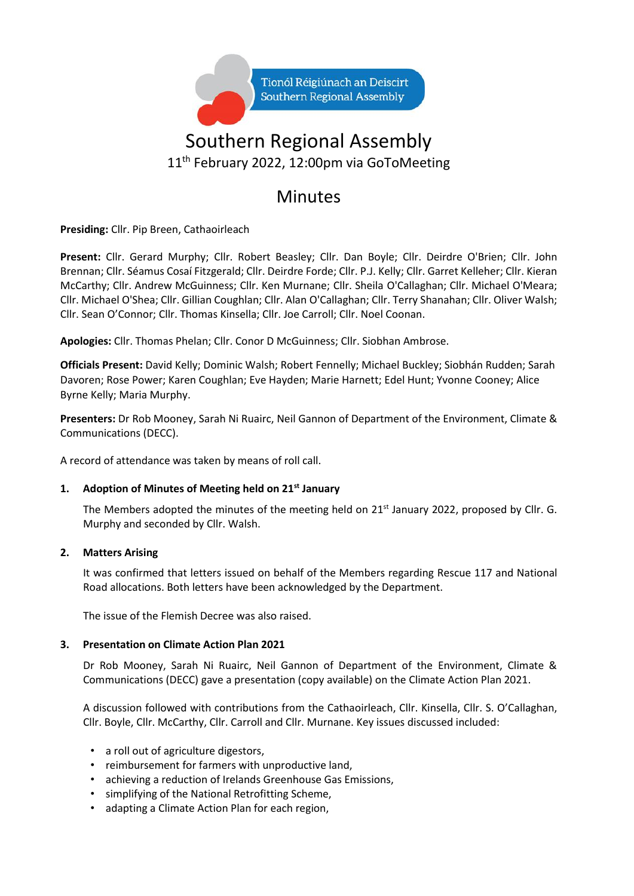Tionól Réigiúnach an Deiscirt
Southern Regional Assembly

# Southern Regional Assembly

11th February 2022, 12:00pm via GoToMeeting

# Minutes

**Presiding:** Cllr. Pip Breen, Cathaoirleach

**Present:** Cllr. Gerard Murphy; Cllr. Robert Beasley; Cllr. Dan Boyle; Cllr. Deirdre O'Brien; Cllr. John Brennan; Cllr. Séamus Cosaí Fitzgerald; Cllr. Deirdre Forde; Cllr. P.J. Kelly; Cllr. Garret Kelleher; Cllr. Kieran McCarthy; Cllr. Andrew McGuinness; Cllr. Ken Murnane; Cllr. Sheila O'Callaghan; Cllr. Michael O'Meara; Cllr. Michael O'Shea; Cllr. Gillian Coughlan; Cllr. Alan O'Callaghan; Cllr. Terry Shanahan; Cllr. Oliver Walsh; Cllr. Sean O'Connor; Cllr. Thomas Kinsella; Cllr. Joe Carroll; Cllr. Noel Coonan.

**Apologies:** Cllr. Thomas Phelan; Cllr. Conor D McGuinness; Cllr. Siobhan Ambrose.

**Officials Present:** David Kelly; Dominic Walsh; Robert Fennelly; Michael Buckley; Siobhán Rudden; Sarah Davoren; Rose Power; Karen Coughlan; Eve Hayden; Marie Harnett; Edel Hunt; Yvonne Cooney; Alice Byrne Kelly; Maria Murphy.

**Presenters:** Dr Rob Mooney, Sarah Ni Ruairc, Neil Gannon of Department of the Environment, Climate & Communications (DECC).

A record of attendance was taken by means of roll call.

## 1. Adoption of Minutes of Meeting held on 21st January

The Members adopted the minutes of the meeting held on 21st January 2022, proposed by Cllr. G. Murphy and seconded by Cllr. Walsh.

## 2. Matters Arising

It was confirmed that letters issued on behalf of the Members regarding Rescue 117 and National Road allocations. Both letters have been acknowledged by the Department.

The issue of the Flemish Decree was also raised.

## 3. Presentation on Climate Action Plan 2021

Dr Rob Mooney, Sarah Ni Ruairc, Neil Gannon of Department of the Environment, Climate & Communications (DECC) gave a presentation (copy available) on the Climate Action Plan 2021.

A discussion followed with contributions from the Cathaoirleach, Cllr. Kinsella, Cllr. S. O'Callaghan, Cllr. Boyle, Cllr. McCarthy, Cllr. Carroll and Cllr. Murnane. Key issues discussed included:

- a roll out of agriculture digestors,
- reimbursement for farmers with unproductive land,
- achieving a reduction of Irelands Greenhouse Gas Emissions,
- simplifying of the National Retrofitting Scheme,
- adapting a Climate Action Plan for each region,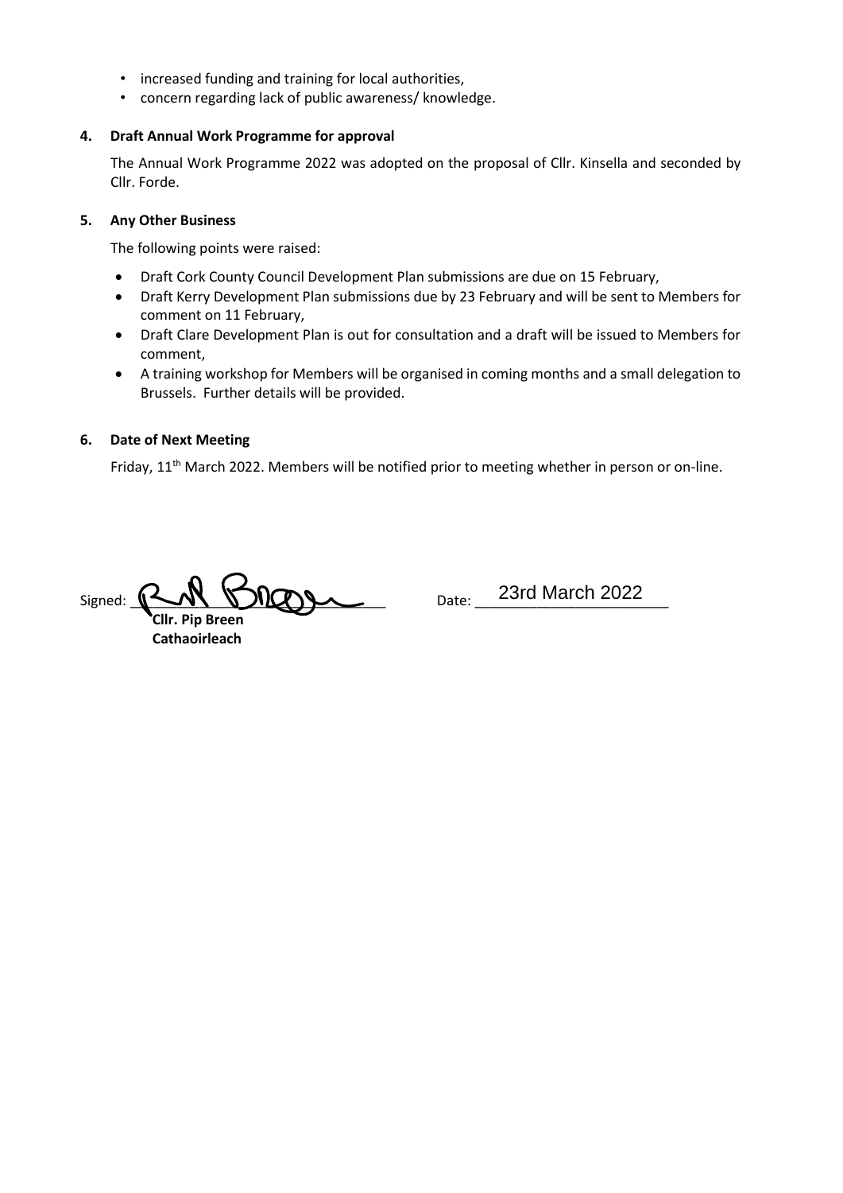- increased funding and training for local authorities,
- concern regarding lack of public awareness/ knowledge.

**4. Draft Annual Work Programme for approval**

The Annual Work Programme 2022 was adopted on the proposal of Cllr. Kinsella and seconded by Cllr. Forde.

**5. Any Other Business**

The following points were raised:

- Draft Cork County Council Development Plan submissions are due on 15 February,
- Draft Kerry Development Plan submissions due by 23 February and will be sent to Members for comment on 11 February,
- Draft Clare Development Plan is out for consultation and a draft will be issued to Members for comment,
- A training workshop for Members will be organised in coming months and a small delegation to Brussels. Further details will be provided.

**6. Date of Next Meeting**

Friday, 11th March 2022. Members will be notified prior to meeting whether in person or on-line.

Signed: ______________________ Date: 23rd March 2022

**Cllr. Pip Breen**
**Cathaoirleach**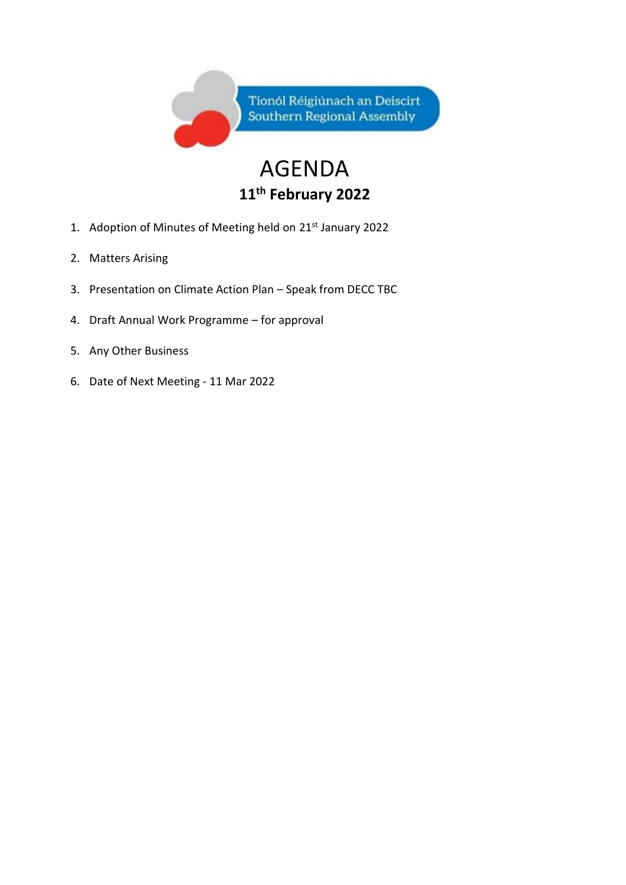Tionól Réigiúnach an Deiscirt
Southern Regional Assembly

# AGENDA

## 11th February 2022

1. Adoption of Minutes of Meeting held on 21st January 2022
2. Matters Arising
3. Presentation on Climate Action Plan – Speak from DECC TBC
4. Draft Annual Work Programme – for approval
5. Any Other Business
6. Date of Next Meeting - 11 Mar 2022